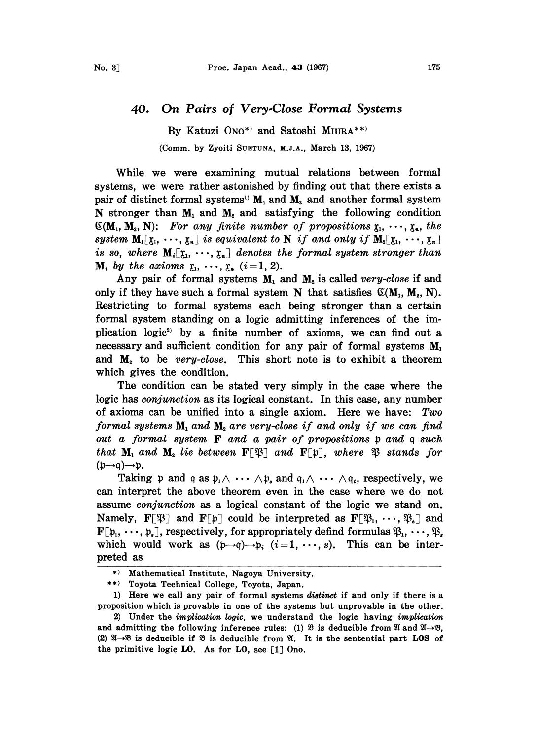# 40. On Pairs of Very-Close Formal Systems

By Katuzi ONO*) and Satoshi MIURA**)

(Comm. by Zyoiti SUETUNA, M.J.A., March 13, 1967)

While we were examining mutual relations between formal systems, we were rather astonished by finding out that there exists a pair of distinct formal systems[1] $\mathbf{M}_1$ and $\mathbf{M}_2$ and another formal system $\mathbf{N}$ stronger than $\mathbf{M}_1$ and $\mathbf{M}_2$ and satisfying the following condition $\mathfrak{C}(\mathbf{M}_1, \mathbf{M}_2, \mathbf{N})$: *For any finite number of propositions* $\mathfrak{x}_1, \cdots, \mathfrak{x}_n$, *the system* $\mathbf{M}_1[\mathfrak{x}_1, \cdots, \mathfrak{x}_n]$ *is equivalent to* $\mathbf{N}$ *if and only if* $\mathbf{M}_2[\mathfrak{x}_1, \cdots, \mathfrak{x}_n]$ *is so, where* $\mathbf{M}_i[\mathfrak{x}_1, \cdots, \mathfrak{x}_n]$ *denotes the formal system stronger than* $\mathbf{M}_i$ *by the axioms* $\mathfrak{x}_1, \cdots, \mathfrak{x}_n$ $(i=1, 2)$.

Any pair of formal systems $\mathbf{M}_1$ and $\mathbf{M}_2$ is called *very-close* if and only if they have such a formal system $\mathbf{N}$ that satisfies $\mathfrak{C}(\mathbf{M}_1, \mathbf{M}_2, \mathbf{N})$. Restricting to formal systems each being stronger than a certain formal system standing on a logic admitting inferences of the implication logic[2] by a finite number of axioms, we can find out a necessary and sufficient condition for any pair of formal systems $\mathbf{M}_1$ and $\mathbf{M}_2$ to be *very-close*. This short note is to exhibit a theorem which gives the condition.

The condition can be stated very simply in the case where the logic has *conjunction* as its logical constant. In this case, any number of axioms can be unified into a single axiom. Here we have: *Two formal systems* $\mathbf{M}_1$ *and* $\mathbf{M}_2$ *are very-close if and only if we can find out a formal system* $\mathbf{F}$ *and a pair of propositions* $\mathfrak{p}$ *and* $\mathfrak{q}$ *such that* $\mathbf{M}_1$ *and* $\mathbf{M}_2$ *lie between* $\mathbf{F}[\mathfrak{P}]$ *and* $\mathbf{F}[\mathfrak{p}]$, *where* $\mathfrak{P}$ *stands for* $(\mathfrak{p}\rightarrow\mathfrak{q})\rightarrow\mathfrak{p}$.

Taking $\mathfrak{p}$ and $\mathfrak{q}$ as $\mathfrak{p}_1\wedge \cdots \wedge\mathfrak{p}_s$ and $\mathfrak{q}_1\wedge \cdots \wedge\mathfrak{q}_t$, respectively, we can interpret the above theorem even in the case where we do not assume *conjunction* as a logical constant of the logic we stand on. Namely, $\mathbf{F}[\mathfrak{P}]$ and $\mathbf{F}[\mathfrak{p}]$ could be interpreted as $\mathbf{F}[\mathfrak{P}_1, \cdots, \mathfrak{P}_s]$ and $\mathbf{F}[\mathfrak{p}_1, \cdots, \mathfrak{p}_s]$, respectively, for appropriately defind formulas $\mathfrak{P}_1, \cdots, \mathfrak{P}_s$ which would work as $(\mathfrak{p}\rightarrow\mathfrak{q})\rightarrow\mathfrak{p}_i$ $(i=1, \cdots, s)$. This can be interpreted as

---

*) Mathematical Institute, Nagoya University.

**) Toyota Technical College, Toyota, Japan.

1) Here we call any pair of formal systems *distinct* if and only if there is a proposition which is provable in one of the systems but unprovable in the other.

2) Under the *implication logic*, we understand the logic having *implication* and admitting the following inference rules: (1) $\mathfrak{B}$ is deducible from $\mathfrak{A}$ and $\mathfrak{A}\rightarrow\mathfrak{B}$, (2) $\mathfrak{A}\rightarrow\mathfrak{B}$ is deducible if $\mathfrak{B}$ is deducible from $\mathfrak{A}$. It is the sentential part **LOS** of the primitive logic **LO**. As for **LO**, see [1] Ono.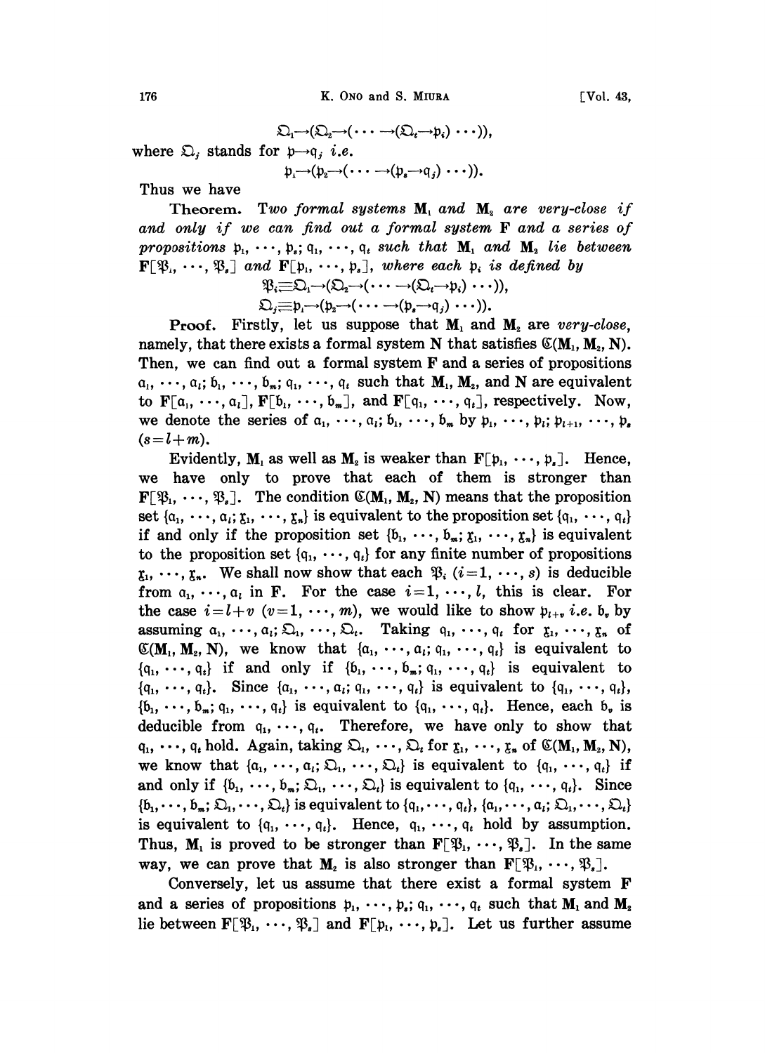$$\mathfrak{Q}_1 \to (\mathfrak{Q}_2 \to (\cdots \to (\mathfrak{Q}_t \to \mathfrak{p}_i) \cdots)),$$

where $\mathfrak{Q}_j$ stands for $\mathfrak{p} \to \mathfrak{q}_j$ *i.e.*

$$\mathfrak{p}_1 \to (\mathfrak{p}_2 \to (\cdots \to (\mathfrak{p}_s \to \mathfrak{q}_j) \cdots)).$$

Thus we have

**Theorem.** *Two formal systems* $\mathbf{M}_1$ *and* $\mathbf{M}_2$ *are very-close if and only if we can find out a formal system* $\mathbf{F}$ *and a series of propositions* $\mathfrak{p}_1, \cdots, \mathfrak{p}_s; \mathfrak{q}_1, \cdots, \mathfrak{q}_t$ *such that* $\mathbf{M}_1$ *and* $\mathbf{M}_2$ *lie between* $\mathbf{F}[\mathfrak{P}_1, \cdots, \mathfrak{P}_s]$ *and* $\mathbf{F}[\mathfrak{p}_1, \cdots, \mathfrak{p}_s]$, *where each* $\mathfrak{p}_i$ *is defined by*

$$\mathfrak{P}_i \equiv \mathfrak{Q}_1 \to (\mathfrak{Q}_2 \to (\cdots \to (\mathfrak{Q}_t \to \mathfrak{p}_i) \cdots)),$$

$$\mathfrak{Q}_j \equiv \mathfrak{p}_1 \to (\mathfrak{p}_2 \to (\cdots \to (\mathfrak{p}_s \to \mathfrak{q}_j) \cdots)).$$

**Proof.** Firstly, let us suppose that $\mathbf{M}_1$ and $\mathbf{M}_2$ are *very-close*, namely, that there exists a formal system $\mathbf{N}$ that satisfies $\mathfrak{C}(\mathbf{M}_1, \mathbf{M}_2, \mathbf{N})$. Then, we can find out a formal system $\mathbf{F}$ and a series of propositions $\mathfrak{a}_1, \cdots, \mathfrak{a}_l; \mathfrak{b}_1, \cdots, \mathfrak{b}_m; \mathfrak{q}_1, \cdots, \mathfrak{q}_t$ such that $\mathbf{M}_1$, $\mathbf{M}_2$, and $\mathbf{N}$ are equivalent to $\mathbf{F}[\mathfrak{a}_1, \cdots, \mathfrak{a}_l]$, $\mathbf{F}[\mathfrak{b}_1, \cdots, \mathfrak{b}_m]$, and $\mathbf{F}[\mathfrak{q}_1, \cdots, \mathfrak{q}_t]$, respectively. Now, we denote the series of $\mathfrak{a}_1, \cdots, \mathfrak{a}_l; \mathfrak{b}_1, \cdots, \mathfrak{b}_m$ by $\mathfrak{p}_1, \cdots, \mathfrak{p}_l; \mathfrak{p}_{l+1}, \cdots, \mathfrak{p}_s$ $(s = l + m)$.

Evidently, $\mathbf{M}_1$ as well as $\mathbf{M}_2$ is weaker than $\mathbf{F}[\mathfrak{p}_1, \cdots, \mathfrak{p}_s]$. Hence, we have only to prove that each of them is stronger than $\mathbf{F}[\mathfrak{P}_1, \cdots, \mathfrak{P}_s]$. The condition $\mathfrak{C}(\mathbf{M}_1, \mathbf{M}_2, \mathbf{N})$ means that the proposition set $\{\mathfrak{a}_1, \cdots, \mathfrak{a}_l; \mathfrak{x}_1, \cdots, \mathfrak{x}_n\}$ is equivalent to the proposition set $\{\mathfrak{q}_1, \cdots, \mathfrak{q}_t\}$ if and only if the proposition set $\{\mathfrak{b}_1, \cdots, \mathfrak{b}_m; \mathfrak{x}_1, \cdots, \mathfrak{x}_n\}$ is equivalent to the proposition set $\{\mathfrak{q}_1, \cdots, \mathfrak{q}_t\}$ for any finite number of propositions $\mathfrak{x}_1, \cdots, \mathfrak{x}_n$. We shall now show that each $\mathfrak{P}_i$ $(i = 1, \cdots, s)$ is deducible from $\mathfrak{a}_1, \cdots, \mathfrak{a}_l$ in $\mathbf{F}$. For the case $i = 1, \cdots, l$, this is clear. For the case $i = l + v$ $(v = 1, \cdots, m)$, we would like to show $\mathfrak{p}_{l+v}$ *i.e.* $\mathfrak{b}_v$ by assuming $\mathfrak{a}_1, \cdots, \mathfrak{a}_l; \mathfrak{Q}_1, \cdots, \mathfrak{Q}_t$. Taking $\mathfrak{q}_1, \cdots, \mathfrak{q}_t$ for $\mathfrak{x}_1, \cdots, \mathfrak{x}_n$ of $\mathfrak{C}(\mathbf{M}_1, \mathbf{M}_2, \mathbf{N})$, we know that $\{\mathfrak{a}_1, \cdots, \mathfrak{a}_l; \mathfrak{q}_1, \cdots, \mathfrak{q}_t\}$ is equivalent to $\{\mathfrak{q}_1, \cdots, \mathfrak{q}_t\}$ if and only if $\{\mathfrak{b}_1, \cdots, \mathfrak{b}_m; \mathfrak{q}_1, \cdots, \mathfrak{q}_t\}$ is equivalent to $\{\mathfrak{q}_1, \cdots, \mathfrak{q}_t\}$. Since $\{\mathfrak{a}_1, \cdots, \mathfrak{a}_l; \mathfrak{q}_1, \cdots, \mathfrak{q}_t\}$ is equivalent to $\{\mathfrak{q}_1, \cdots, \mathfrak{q}_t\}$, $\{\mathfrak{b}_1, \cdots, \mathfrak{b}_m; \mathfrak{q}_1, \cdots, \mathfrak{q}_t\}$ is equivalent to $\{\mathfrak{q}_1, \cdots, \mathfrak{q}_t\}$. Hence, each $\mathfrak{b}_v$ is deducible from $\mathfrak{q}_1, \cdots, \mathfrak{q}_t$. Therefore, we have only to show that $\mathfrak{q}_1, \cdots, \mathfrak{q}_t$ hold. Again, taking $\mathfrak{Q}_1, \cdots, \mathfrak{Q}_t$ for $\mathfrak{x}_1, \cdots, \mathfrak{x}_n$ of $\mathfrak{C}(\mathbf{M}_1, \mathbf{M}_2, \mathbf{N})$, we know that $\{\mathfrak{a}_1, \cdots, \mathfrak{a}_l; \mathfrak{Q}_1, \cdots, \mathfrak{Q}_t\}$ is equivalent to $\{\mathfrak{q}_1, \cdots, \mathfrak{q}_t\}$ if and only if $\{\mathfrak{b}_1, \cdots, \mathfrak{b}_m; \mathfrak{Q}_1, \cdots, \mathfrak{Q}_t\}$ is equivalent to $\{\mathfrak{q}_1, \cdots, \mathfrak{q}_t\}$. Since $\{\mathfrak{b}_1, \cdots, \mathfrak{b}_m; \mathfrak{Q}_1, \cdots, \mathfrak{Q}_t\}$ is equivalent to $\{\mathfrak{q}_1, \cdots, \mathfrak{q}_t\}$, $\{\mathfrak{a}_1, \cdots, \mathfrak{a}_l; \mathfrak{Q}_1, \cdots, \mathfrak{Q}_t\}$ is equivalent to $\{\mathfrak{q}_1, \cdots, \mathfrak{q}_t\}$. Hence, $\mathfrak{q}_1, \cdots, \mathfrak{q}_t$ hold by assumption. Thus, $\mathbf{M}_1$ is proved to be stronger than $\mathbf{F}[\mathfrak{P}_1, \cdots, \mathfrak{P}_s]$. In the same way, we can prove that $\mathbf{M}_2$ is also stronger than $\mathbf{F}[\mathfrak{P}_1, \cdots, \mathfrak{P}_s]$.

Conversely, let us assume that there exist a formal system $\mathbf{F}$ and a series of propositions $\mathfrak{p}_1, \cdots, \mathfrak{p}_s; \mathfrak{q}_1, \cdots, \mathfrak{q}_t$ such that $\mathbf{M}_1$ and $\mathbf{M}_2$ lie between $\mathbf{F}[\mathfrak{P}_1, \cdots, \mathfrak{P}_s]$ and $\mathbf{F}[\mathfrak{p}_1, \cdots, \mathfrak{p}_s]$. Let us further assume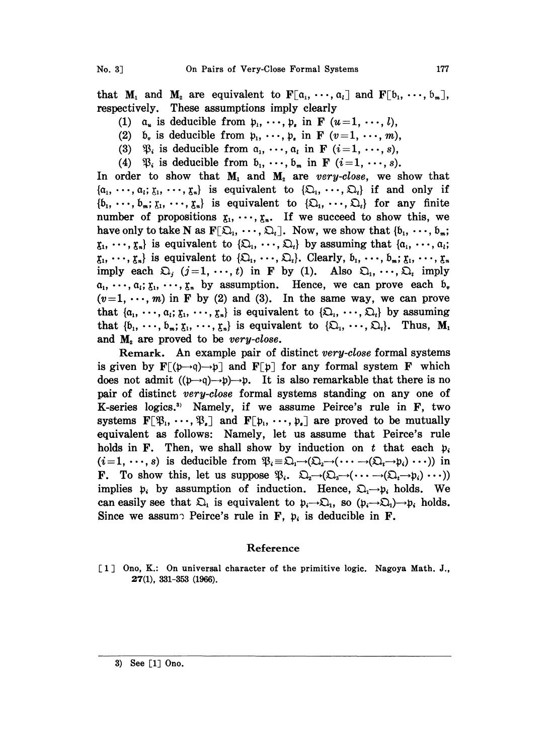that $\mathbf{M}_1$ and $\mathbf{M}_2$ are equivalent to $\mathbf{F}[\mathfrak{a}_1, \cdots, \mathfrak{a}_l]$ and $\mathbf{F}[\mathfrak{b}_1, \cdots, \mathfrak{b}_m]$, respectively. These assumptions imply clearly

(1) $\mathfrak{a}_u$ is deducible from $\mathfrak{p}_1, \cdots, \mathfrak{p}_s$ in $\mathbf{F}$ $(u=1, \cdots, l)$,

(2) $\mathfrak{b}_v$ is deducible from $\mathfrak{p}_1, \cdots, \mathfrak{p}_s$ in $\mathbf{F}$ $(v=1, \cdots, m)$,

(3) $\mathfrak{P}_i$ is deducible from $\mathfrak{a}_1, \cdots, \mathfrak{a}_l$ in $\mathbf{F}$ $(i=1, \cdots, s)$,

(4) $\mathfrak{P}_i$ is deducible from $\mathfrak{b}_1, \cdots, \mathfrak{b}_m$ in $\mathbf{F}$ $(i=1, \cdots, s)$.

In order to show that $\mathbf{M}_1$ and $\mathbf{M}_2$ are *very-close*, we show that $\{\mathfrak{a}_1, \cdots, \mathfrak{a}_l; \mathfrak{x}_1, \cdots, \mathfrak{x}_n\}$ is equivalent to $\{\mathfrak{Q}_1, \cdots, \mathfrak{Q}_t\}$ if and only if $\{\mathfrak{b}_1, \cdots, \mathfrak{b}_m; \mathfrak{x}_1, \cdots, \mathfrak{x}_n\}$ is equivalent to $\{\mathfrak{Q}_1, \cdots, \mathfrak{Q}_t\}$ for any finite number of propositions $\mathfrak{x}_1, \cdots, \mathfrak{x}_n$. If we succeed to show this, we have only to take $\mathbf{N}$ as $\mathbf{F}[\mathfrak{Q}_1, \cdots, \mathfrak{Q}_t]$. Now, we show that $\{\mathfrak{b}_1, \cdots, \mathfrak{b}_m; \mathfrak{x}_1, \cdots, \mathfrak{x}_n\}$ is equivalent to $\{\mathfrak{Q}_1, \cdots, \mathfrak{Q}_t\}$ by assuming that $\{\mathfrak{a}_1, \cdots, \mathfrak{a}_l; \mathfrak{x}_1, \cdots, \mathfrak{x}_n\}$ is equivalent to $\{\mathfrak{Q}_1, \cdots, \mathfrak{Q}_t\}$. Clearly, $\mathfrak{b}_1, \cdots, \mathfrak{b}_m; \mathfrak{x}_1, \cdots, \mathfrak{x}_n$ imply each $\mathfrak{Q}_j$ $(j=1, \cdots, t)$ in $\mathbf{F}$ by (1). Also $\mathfrak{Q}_1, \cdots, \mathfrak{Q}_t$ imply $\mathfrak{a}_1, \cdots, \mathfrak{a}_l; \mathfrak{x}_1, \cdots, \mathfrak{x}_n$ by assumption. Hence, we can prove each $\mathfrak{b}_v$ $(v=1, \cdots, m)$ in $\mathbf{F}$ by (2) and (3). In the same way, we can prove that $\{\mathfrak{a}_1, \cdots, \mathfrak{a}_l; \mathfrak{x}_1, \cdots, \mathfrak{x}_n\}$ is equivalent to $\{\mathfrak{Q}_1, \cdots, \mathfrak{Q}_t\}$ by assuming that $\{\mathfrak{b}_1, \cdots, \mathfrak{b}_m; \mathfrak{x}_1, \cdots, \mathfrak{x}_n\}$ is equivalent to $\{\mathfrak{Q}_1, \cdots, \mathfrak{Q}_t\}$. Thus, $\mathbf{M}_1$ and $\mathbf{M}_2$ are proved to be *very-close*.

**Remark.** An example pair of distinct *very-close* formal systems is given by $\mathbf{F}[(\mathfrak{p}\to\mathfrak{q})\to\mathfrak{p}]$ and $\mathbf{F}[\mathfrak{p}]$ for any formal system $\mathbf{F}$ which does not admit $((\mathfrak{p}\to\mathfrak{q})\to\mathfrak{p})\to\mathfrak{p}$. It is also remarkable that there is no pair of distinct *very-close* formal systems standing on any one of K-series logics.[3] Namely, if we assume Peirce's rule in $\mathbf{F}$, two systems $\mathbf{F}[\mathfrak{P}_1, \cdots, \mathfrak{P}_s]$ and $\mathbf{F}[\mathfrak{p}_1, \cdots, \mathfrak{p}_s]$ are proved to be mutually equivalent as follows: Namely, let us assume that Peirce's rule holds in $\mathbf{F}$. Then, we shall show by induction on $t$ that each $\mathfrak{p}_i$ $(i=1, \cdots, s)$ is deducible from $\mathfrak{P}_i \equiv \mathfrak{Q}_1\to(\mathfrak{Q}_2\to(\cdots\to(\mathfrak{Q}_t\to\mathfrak{p}_i)\cdots))$ in $\mathbf{F}$. To show this, let us suppose $\mathfrak{P}_i$. $\mathfrak{Q}_2\to(\mathfrak{Q}_3\to(\cdots\to(\mathfrak{Q}_t\to\mathfrak{p}_i)\cdots))$ implies $\mathfrak{p}_i$ by assumption of induction. Hence, $\mathfrak{Q}_1\to\mathfrak{p}_i$ holds. We can easily see that $\mathfrak{Q}_1$ is equivalent to $\mathfrak{p}_i\to\mathfrak{Q}_1$, so $(\mathfrak{p}_i\to\mathfrak{Q}_1)\to\mathfrak{p}_i$ holds. Since we assume Peirce's rule in $\mathbf{F}$, $\mathfrak{p}_i$ is deducible in $\mathbf{F}$.

## Reference

[1] Ono, K.: On universal character of the primitive logic. Nagoya Math. J., **27**(1), 331-353 (1966).

---

3) See [1] Ono.